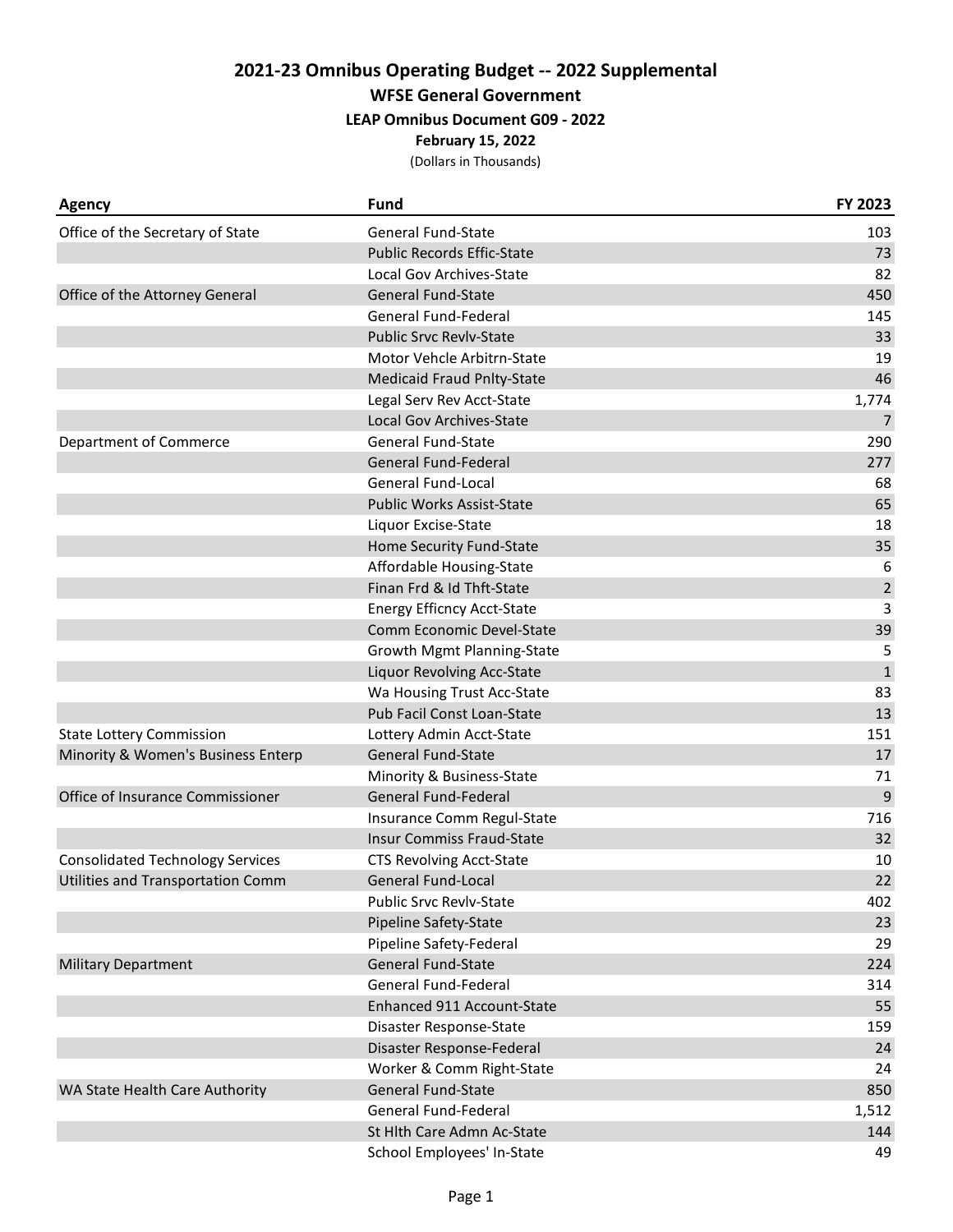# 2021-23 Omnibus Operating Budget -- 2022 Supplemental

## WFSE General Government

### LEAP Omnibus Document G09 - 2022

**February 15, 2022**

(Dollars in Thousands)

| Agency | Fund | FY 2023 |
|---|---|---|
| Office of the Secretary of State | General Fund-State | 103 |
| | Public Records Effic-State | 73 |
| | Local Gov Archives-State | 82 |
| Office of the Attorney General | General Fund-State | 450 |
| | General Fund-Federal | 145 |
| | Public Srvc Revlv-State | 33 |
| | Motor Vehcle Arbitrn-State | 19 |
| | Medicaid Fraud Pnlty-State | 46 |
| | Legal Serv Rev Acct-State | 1,774 |
| | Local Gov Archives-State | 7 |
| Department of Commerce | General Fund-State | 290 |
| | General Fund-Federal | 277 |
| | General Fund-Local | 68 |
| | Public Works Assist-State | 65 |
| | Liquor Excise-State | 18 |
| | Home Security Fund-State | 35 |
| | Affordable Housing-State | 6 |
| | Finan Frd & Id Thft-State | 2 |
| | Energy Efficncy Acct-State | 3 |
| | Comm Economic Devel-State | 39 |
| | Growth Mgmt Planning-State | 5 |
| | Liquor Revolving Acc-State | 1 |
| | Wa Housing Trust Acc-State | 83 |
| | Pub Facil Const Loan-State | 13 |
| State Lottery Commission | Lottery Admin Acct-State | 151 |
| Minority & Women's Business Enterp | General Fund-State | 17 |
| | Minority & Business-State | 71 |
| Office of Insurance Commissioner | General Fund-Federal | 9 |
| | Insurance Comm Regul-State | 716 |
| | Insur Commiss Fraud-State | 32 |
| Consolidated Technology Services | CTS Revolving Acct-State | 10 |
| Utilities and Transportation Comm | General Fund-Local | 22 |
| | Public Srvc Revlv-State | 402 |
| | Pipeline Safety-State | 23 |
| | Pipeline Safety-Federal | 29 |
| Military Department | General Fund-State | 224 |
| | General Fund-Federal | 314 |
| | Enhanced 911 Account-State | 55 |
| | Disaster Response-State | 159 |
| | Disaster Response-Federal | 24 |
| | Worker & Comm Right-State | 24 |
| WA State Health Care Authority | General Fund-State | 850 |
| | General Fund-Federal | 1,512 |
| | St Hlth Care Admn Ac-State | 144 |
| | School Employees' In-State | 49 |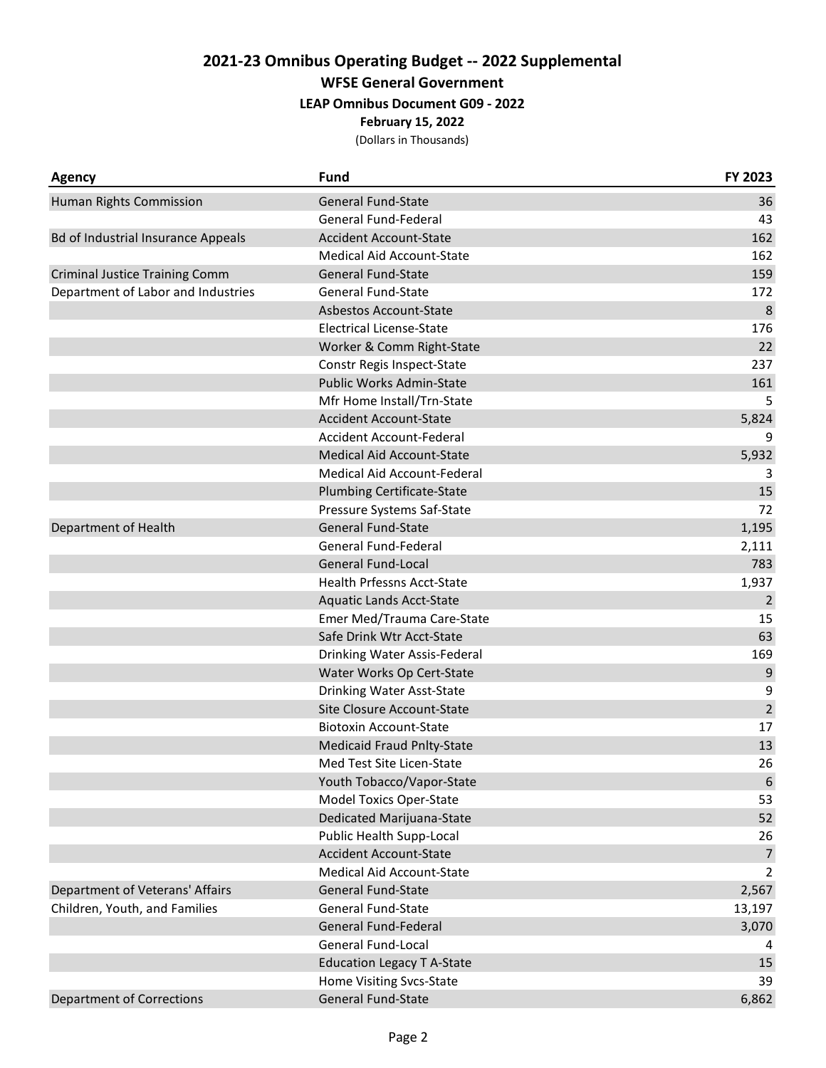# 2021-23 Omnibus Operating Budget -- 2022 Supplemental

## WFSE General Government

### LEAP Omnibus Document G09 - 2022

**February 15, 2022**

(Dollars in Thousands)

| Agency | Fund | FY 2023 |
|---|---|---:|
| Human Rights Commission | General Fund-State | 36 |
| | General Fund-Federal | 43 |
| Bd of Industrial Insurance Appeals | Accident Account-State | 162 |
| | Medical Aid Account-State | 162 |
| Criminal Justice Training Comm | General Fund-State | 159 |
| Department of Labor and Industries | General Fund-State | 172 |
| | Asbestos Account-State | 8 |
| | Electrical License-State | 176 |
| | Worker & Comm Right-State | 22 |
| | Constr Regis Inspect-State | 237 |
| | Public Works Admin-State | 161 |
| | Mfr Home Install/Trn-State | 5 |
| | Accident Account-State | 5,824 |
| | Accident Account-Federal | 9 |
| | Medical Aid Account-State | 5,932 |
| | Medical Aid Account-Federal | 3 |
| | Plumbing Certificate-State | 15 |
| | Pressure Systems Saf-State | 72 |
| Department of Health | General Fund-State | 1,195 |
| | General Fund-Federal | 2,111 |
| | General Fund-Local | 783 |
| | Health Prfessns Acct-State | 1,937 |
| | Aquatic Lands Acct-State | 2 |
| | Emer Med/Trauma Care-State | 15 |
| | Safe Drink Wtr Acct-State | 63 |
| | Drinking Water Assis-Federal | 169 |
| | Water Works Op Cert-State | 9 |
| | Drinking Water Asst-State | 9 |
| | Site Closure Account-State | 2 |
| | Biotoxin Account-State | 17 |
| | Medicaid Fraud Pnlty-State | 13 |
| | Med Test Site Licen-State | 26 |
| | Youth Tobacco/Vapor-State | 6 |
| | Model Toxics Oper-State | 53 |
| | Dedicated Marijuana-State | 52 |
| | Public Health Supp-Local | 26 |
| | Accident Account-State | 7 |
| | Medical Aid Account-State | 2 |
| Department of Veterans' Affairs | General Fund-State | 2,567 |
| Children, Youth, and Families | General Fund-State | 13,197 |
| | General Fund-Federal | 3,070 |
| | General Fund-Local | 4 |
| | Education Legacy T A-State | 15 |
| | Home Visiting Svcs-State | 39 |
| Department of Corrections | General Fund-State | 6,862 |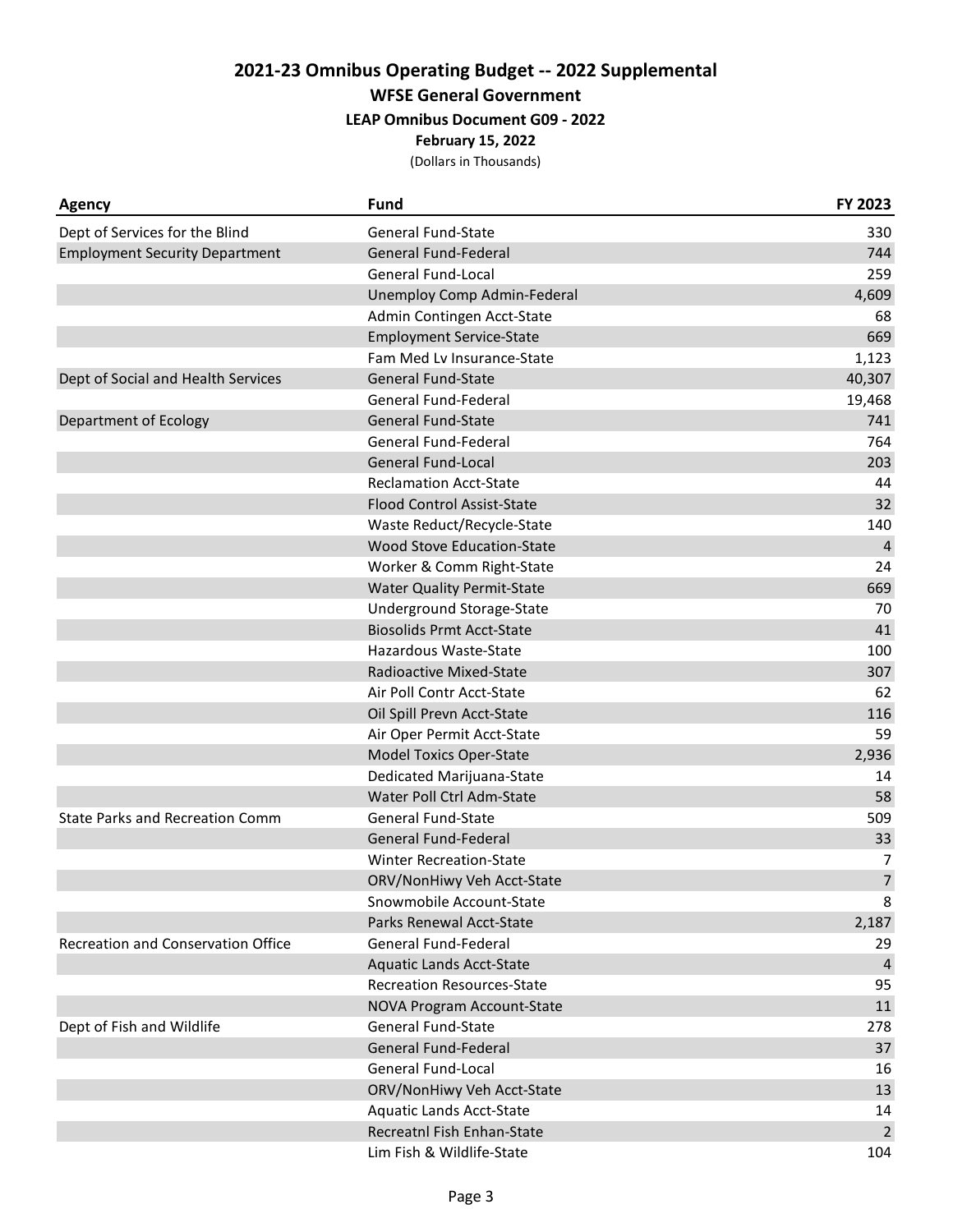# 2021-23 Omnibus Operating Budget -- 2022 Supplemental

## WFSE General Government

### LEAP Omnibus Document G09 - 2022

**February 15, 2022**

(Dollars in Thousands)

| Agency | Fund | FY 2023 |
|---|---|---|
| Dept of Services for the Blind | General Fund-State | 330 |
| Employment Security Department | General Fund-Federal | 744 |
| | General Fund-Local | 259 |
| | Unemploy Comp Admin-Federal | 4,609 |
| | Admin Contingen Acct-State | 68 |
| | Employment Service-State | 669 |
| | Fam Med Lv Insurance-State | 1,123 |
| Dept of Social and Health Services | General Fund-State | 40,307 |
| | General Fund-Federal | 19,468 |
| Department of Ecology | General Fund-State | 741 |
| | General Fund-Federal | 764 |
| | General Fund-Local | 203 |
| | Reclamation Acct-State | 44 |
| | Flood Control Assist-State | 32 |
| | Waste Reduct/Recycle-State | 140 |
| | Wood Stove Education-State | 4 |
| | Worker & Comm Right-State | 24 |
| | Water Quality Permit-State | 669 |
| | Underground Storage-State | 70 |
| | Biosolids Prmt Acct-State | 41 |
| | Hazardous Waste-State | 100 |
| | Radioactive Mixed-State | 307 |
| | Air Poll Contr Acct-State | 62 |
| | Oil Spill Prevn Acct-State | 116 |
| | Air Oper Permit Acct-State | 59 |
| | Model Toxics Oper-State | 2,936 |
| | Dedicated Marijuana-State | 14 |
| | Water Poll Ctrl Adm-State | 58 |
| State Parks and Recreation Comm | General Fund-State | 509 |
| | General Fund-Federal | 33 |
| | Winter Recreation-State | 7 |
| | ORV/NonHiwy Veh Acct-State | 7 |
| | Snowmobile Account-State | 8 |
| | Parks Renewal Acct-State | 2,187 |
| Recreation and Conservation Office | General Fund-Federal | 29 |
| | Aquatic Lands Acct-State | 4 |
| | Recreation Resources-State | 95 |
| | NOVA Program Account-State | 11 |
| Dept of Fish and Wildlife | General Fund-State | 278 |
| | General Fund-Federal | 37 |
| | General Fund-Local | 16 |
| | ORV/NonHiwy Veh Acct-State | 13 |
| | Aquatic Lands Acct-State | 14 |
| | Recreatnl Fish Enhan-State | 2 |
| | Lim Fish & Wildlife-State | 104 |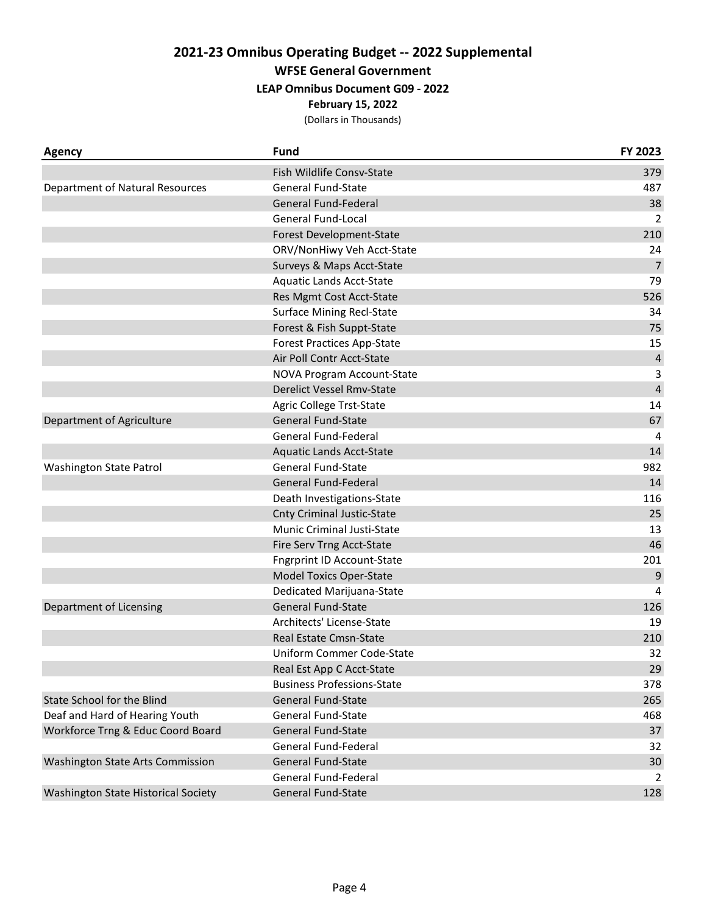# 2021-23 Omnibus Operating Budget -- 2022 Supplemental

## WFSE General Government

### LEAP Omnibus Document G09 - 2022

**February 15, 2022**

(Dollars in Thousands)

| Agency | Fund | FY 2023 |
|---|---|---|
| | Fish Wildlife Consv-State | 379 |
| Department of Natural Resources | General Fund-State | 487 |
| | General Fund-Federal | 38 |
| | General Fund-Local | 2 |
| | Forest Development-State | 210 |
| | ORV/NonHiwy Veh Acct-State | 24 |
| | Surveys & Maps Acct-State | 7 |
| | Aquatic Lands Acct-State | 79 |
| | Res Mgmt Cost Acct-State | 526 |
| | Surface Mining Recl-State | 34 |
| | Forest & Fish Suppt-State | 75 |
| | Forest Practices App-State | 15 |
| | Air Poll Contr Acct-State | 4 |
| | NOVA Program Account-State | 3 |
| | Derelict Vessel Rmv-State | 4 |
| | Agric College Trst-State | 14 |
| Department of Agriculture | General Fund-State | 67 |
| | General Fund-Federal | 4 |
| | Aquatic Lands Acct-State | 14 |
| Washington State Patrol | General Fund-State | 982 |
| | General Fund-Federal | 14 |
| | Death Investigations-State | 116 |
| | Cnty Criminal Justic-State | 25 |
| | Munic Criminal Justi-State | 13 |
| | Fire Serv Trng Acct-State | 46 |
| | Fngrprint ID Account-State | 201 |
| | Model Toxics Oper-State | 9 |
| | Dedicated Marijuana-State | 4 |
| Department of Licensing | General Fund-State | 126 |
| | Architects' License-State | 19 |
| | Real Estate Cmsn-State | 210 |
| | Uniform Commer Code-State | 32 |
| | Real Est App C Acct-State | 29 |
| | Business Professions-State | 378 |
| State School for the Blind | General Fund-State | 265 |
| Deaf and Hard of Hearing Youth | General Fund-State | 468 |
| Workforce Trng & Educ Coord Board | General Fund-State | 37 |
| | General Fund-Federal | 32 |
| Washington State Arts Commission | General Fund-State | 30 |
| | General Fund-Federal | 2 |
| Washington State Historical Society | General Fund-State | 128 |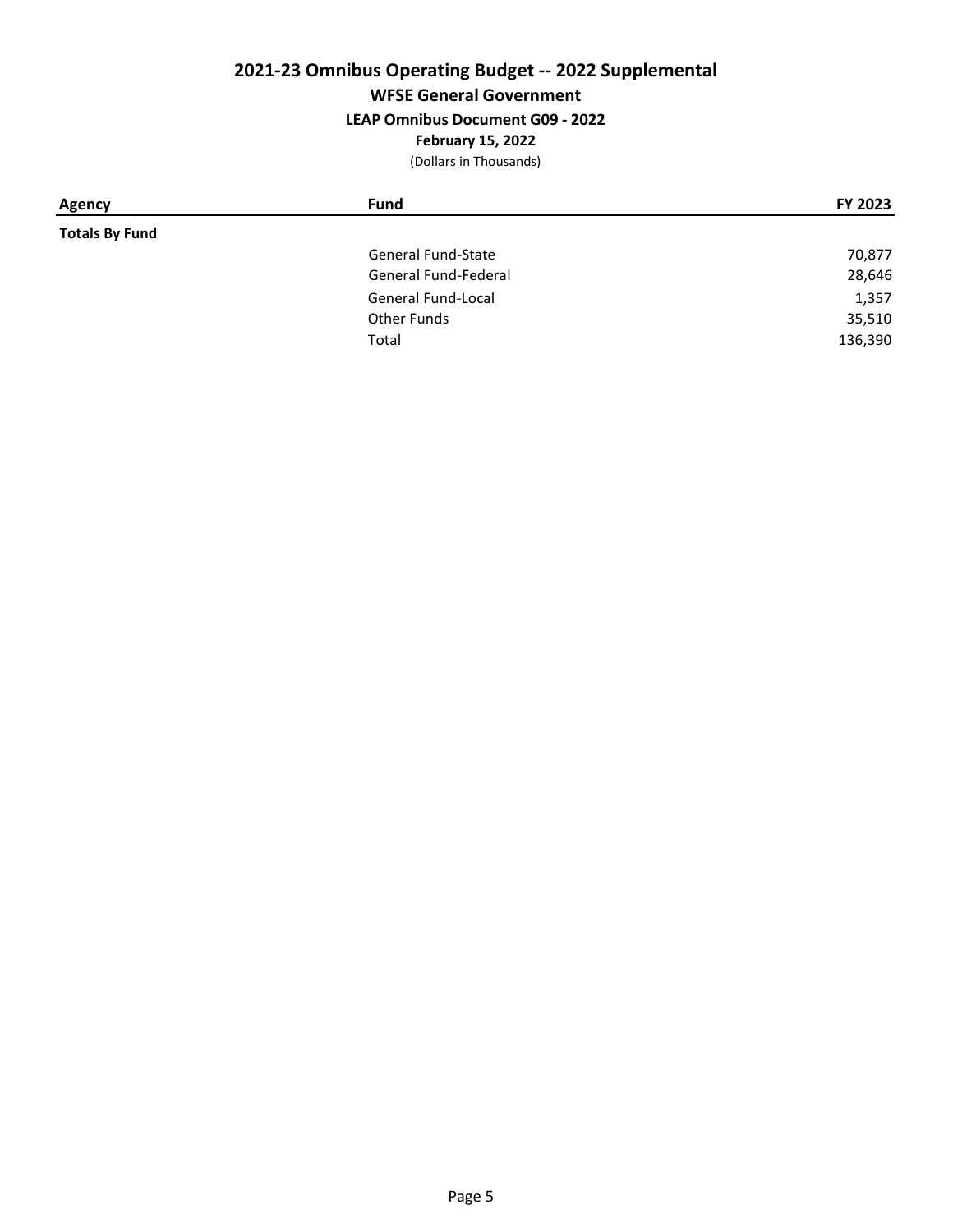# 2021-23 Omnibus Operating Budget -- 2022 Supplemental

## WFSE General Government

### LEAP Omnibus Document G09 - 2022

**February 15, 2022**

(Dollars in Thousands)

| Agency | Fund | FY 2023 |
|---|---|---|
| **Totals By Fund** | | |
| | General Fund-State | 70,877 |
| | General Fund-Federal | 28,646 |
| | General Fund-Local | 1,357 |
| | Other Funds | 35,510 |
| | Total | 136,390 |